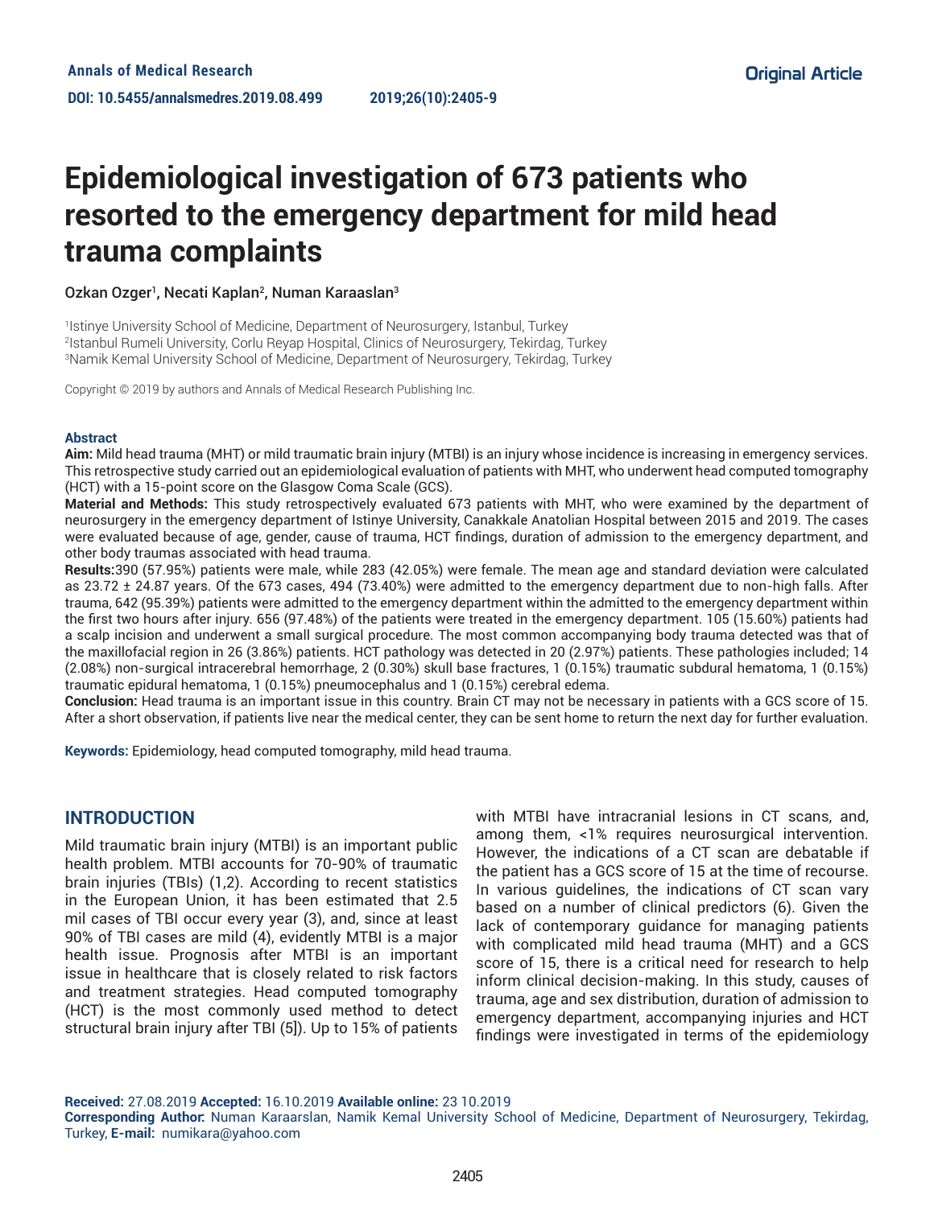Annals of Medical Research

DOI: 10.5455/annalsmedres.2019.08.499

Original Article

# Epidemiological investigation of 673 patients who resorted to the emergency department for mild head trauma complaints

Ozkan Ozger[1], Necati Kaplan[2], Numan Karaaslan[3]

[1]Istinye University School of Medicine, Department of Neurosurgery, Istanbul, Turkey
[2]Istanbul Rumeli University, Corlu Reyap Hospital, Clinics of Neurosurgery, Tekirdag, Turkey
[3]Namik Kemal University School of Medicine, Department of Neurosurgery, Tekirdag, Turkey

Copyright © 2019 by authors and Annals of Medical Research Publishing Inc.

## Abstract

**Aim:** Mild head trauma (MHT) or mild traumatic brain injury (MTBI) is an injury whose incidence is increasing in emergency services. This retrospective study carried out an epidemiological evaluation of patients with MHT, who underwent head computed tomography (HCT) with a 15-point score on the Glasgow Coma Scale (GCS).

**Material and Methods:** This study retrospectively evaluated 673 patients with MHT, who were examined by the department of neurosurgery in the emergency department of Istinye University, Canakkale Anatolian Hospital between 2015 and 2019. The cases were evaluated because of age, gender, cause of trauma, HCT findings, duration of admission to the emergency department, and other body traumas associated with head trauma.

**Results:** 390 (57.95%) patients were male, while 283 (42.05%) were female. The mean age and standard deviation were calculated as 23.72 ± 24.87 years. Of the 673 cases, 494 (73.40%) were admitted to the emergency department due to non-high falls. After trauma, 642 (95.39%) patients were admitted to the emergency department within the admitted to the emergency department within the first two hours after injury. 656 (97.48%) of the patients were treated in the emergency department. 105 (15.60%) patients had a scalp incision and underwent a small surgical procedure. The most common accompanying body trauma detected was that of the maxillofacial region in 26 (3.86%) patients. HCT pathology was detected in 20 (2.97%) patients. These pathologies included; 14 (2.08%) non-surgical intracerebral hemorrhage, 2 (0.30%) skull base fractures, 1 (0.15%) traumatic subdural hematoma, 1 (0.15%) traumatic epidural hematoma, 1 (0.15%) pneumocephalus and 1 (0.15%) cerebral edema.

**Conclusion:** Head trauma is an important issue in this country. Brain CT may not be necessary in patients with a GCS score of 15. After a short observation, if patients live near the medical center, they can be sent home to return the next day for further evaluation.

**Keywords:** Epidemiology, head computed tomography, mild head trauma.

## INTRODUCTION

Mild traumatic brain injury (MTBI) is an important public health problem. MTBI accounts for 70-90% of traumatic brain injuries (TBIs) (1,2). According to recent statistics in the European Union, it has been estimated that 2.5 mil cases of TBI occur every year (3), and, since at least 90% of TBI cases are mild (4), evidently MTBI is a major health issue. Prognosis after MTBI is an important issue in healthcare that is closely related to risk factors and treatment strategies. Head computed tomography (HCT) is the most commonly used method to detect structural brain injury after TBI (5]). Up to 15% of patients with MTBI have intracranial lesions in CT scans, and, among them, <1% requires neurosurgical intervention. However, the indications of a CT scan are debatable if the patient has a GCS score of 15 at the time of recourse. In various guidelines, the indications of CT scan vary based on a number of clinical predictors (6). Given the lack of contemporary guidance for managing patients with complicated mild head trauma (MHT) and a GCS score of 15, there is a critical need for research to help inform clinical decision-making. In this study, causes of trauma, age and sex distribution, duration of admission to emergency department, accompanying injuries and HCT findings were investigated in terms of the epidemiology

**Received:** 27.08.2019 **Accepted:** 16.10.2019 **Available online:** 23 10.2019
**Corresponding Author:** Numan Karaarslan, Namik Kemal University School of Medicine, Department of Neurosurgery, Tekirdag, Turkey, **E-mail:** numikara@yahoo.com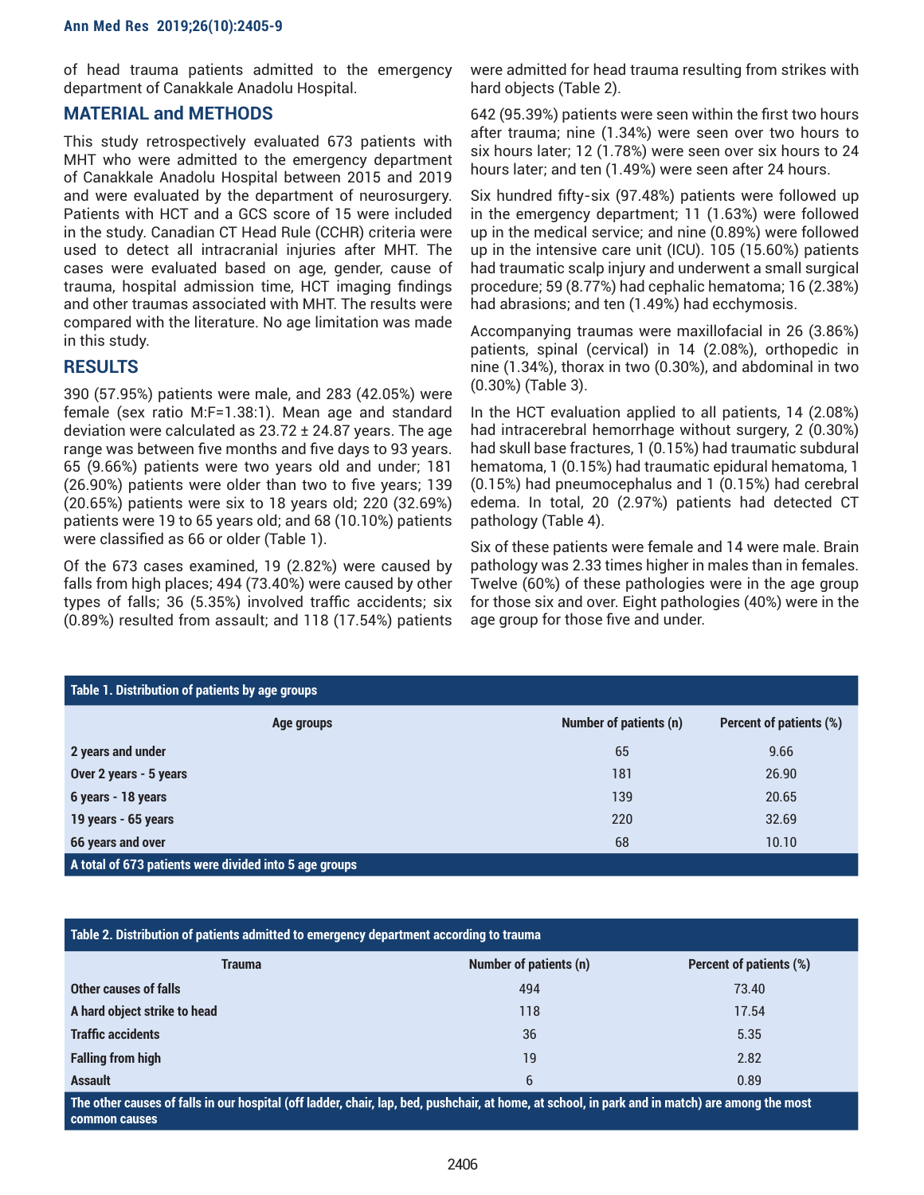of head trauma patients admitted to the emergency department of Canakkale Anadolu Hospital.

## MATERIAL and METHODS

This study retrospectively evaluated 673 patients with MHT who were admitted to the emergency department of Canakkale Anadolu Hospital between 2015 and 2019 and were evaluated by the department of neurosurgery. Patients with HCT and a GCS score of 15 were included in the study. Canadian CT Head Rule (CCHR) criteria were used to detect all intracranial injuries after MHT. The cases were evaluated based on age, gender, cause of trauma, hospital admission time, HCT imaging findings and other traumas associated with MHT. The results were compared with the literature. No age limitation was made in this study.

## RESULTS

390 (57.95%) patients were male, and 283 (42.05%) were female (sex ratio M:F=1.38:1). Mean age and standard deviation were calculated as 23.72 ± 24.87 years. The age range was between five months and five days to 93 years. 65 (9.66%) patients were two years old and under; 181 (26.90%) patients were older than two to five years; 139 (20.65%) patients were six to 18 years old; 220 (32.69%) patients were 19 to 65 years old; and 68 (10.10%) patients were classified as 66 or older (Table 1).

Of the 673 cases examined, 19 (2.82%) were caused by falls from high places; 494 (73.40%) were caused by other types of falls; 36 (5.35%) involved traffic accidents; six (0.89%) resulted from assault; and 118 (17.54%) patients were admitted for head trauma resulting from strikes with hard objects (Table 2).

642 (95.39%) patients were seen within the first two hours after trauma; nine (1.34%) were seen over two hours to six hours later; 12 (1.78%) were seen over six hours to 24 hours later; and ten (1.49%) were seen after 24 hours.

Six hundred fifty-six (97.48%) patients were followed up in the emergency department; 11 (1.63%) were followed up in the medical service; and nine (0.89%) were followed up in the intensive care unit (ICU). 105 (15.60%) patients had traumatic scalp injury and underwent a small surgical procedure; 59 (8.77%) had cephalic hematoma; 16 (2.38%) had abrasions; and ten (1.49%) had ecchymosis.

Accompanying traumas were maxillofacial in 26 (3.86%) patients, spinal (cervical) in 14 (2.08%), orthopedic in nine (1.34%), thorax in two (0.30%), and abdominal in two (0.30%) (Table 3).

In the HCT evaluation applied to all patients, 14 (2.08%) had intracerebral hemorrhage without surgery, 2 (0.30%) had skull base fractures, 1 (0.15%) had traumatic subdural hematoma, 1 (0.15%) had traumatic epidural hematoma, 1 (0.15%) had pneumocephalus and 1 (0.15%) had cerebral edema. In total, 20 (2.97%) patients had detected CT pathology (Table 4).

Six of these patients were female and 14 were male. Brain pathology was 2.33 times higher in males than in females. Twelve (60%) of these pathologies were in the age group for those six and over. Eight pathologies (40%) were in the age group for those five and under.

**Table 1. Distribution of patients by age groups**

| Age groups | Number of patients (n) | Percent of patients (%) |
|---|---|---|
| 2 years and under | 65 | 9.66 |
| Over 2 years - 5 years | 181 | 26.90 |
| 6 years - 18 years | 139 | 20.65 |
| 19 years - 65 years | 220 | 32.69 |
| 66 years and over | 68 | 10.10 |

A total of 673 patients were divided into 5 age groups

**Table 2. Distribution of patients admitted to emergency department according to trauma**

| Trauma | Number of patients (n) | Percent of patients (%) |
|---|---|---|
| Other causes of falls | 494 | 73.40 |
| A hard object strike to head | 118 | 17.54 |
| Traffic accidents | 36 | 5.35 |
| Falling from high | 19 | 2.82 |
| Assault | 6 | 0.89 |

The other causes of falls in our hospital (off ladder, chair, lap, bed, pushchair, at home, at school, in park and in match) are among the most common causes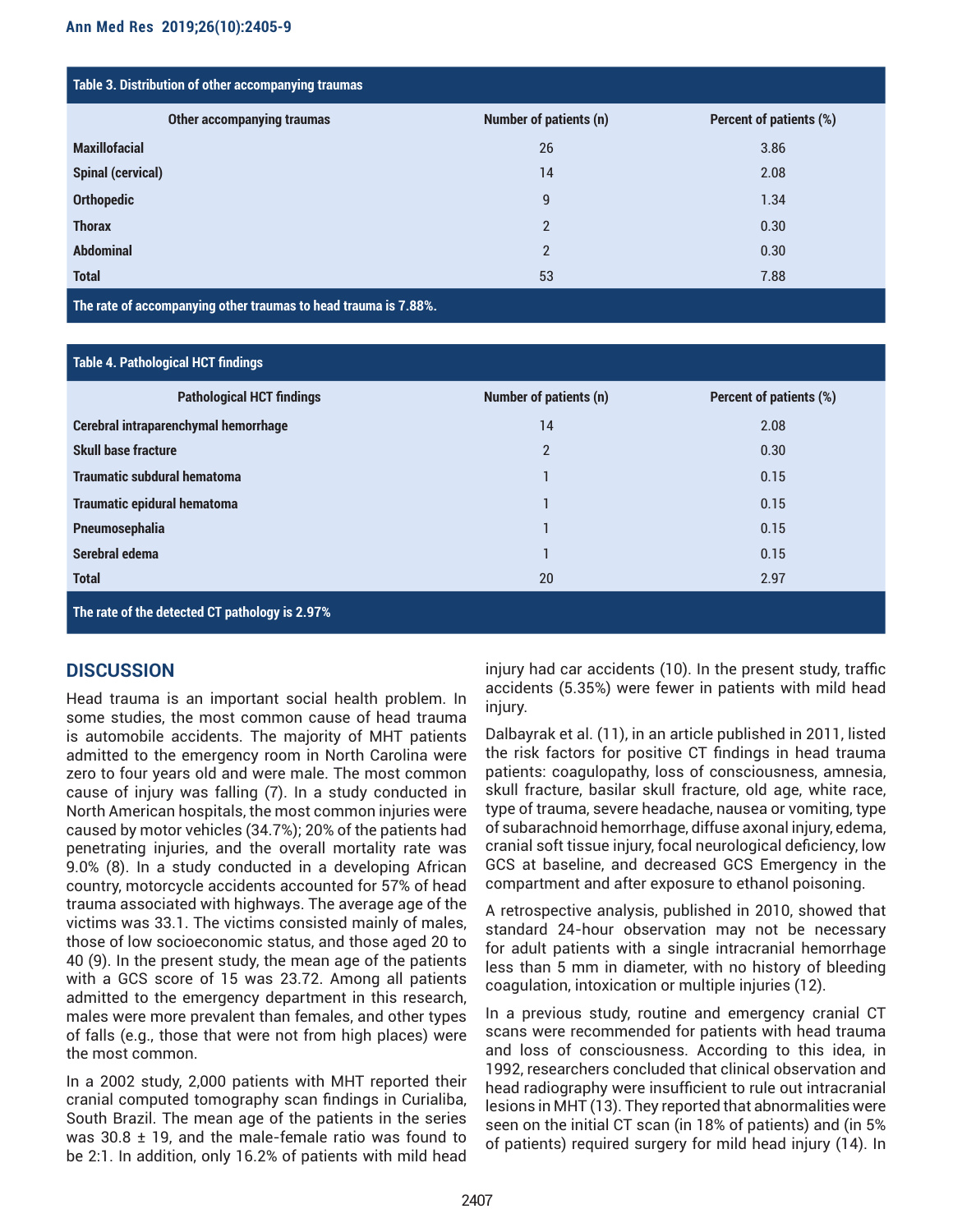**Table 3. Distribution of other accompanying traumas**

| Other accompanying traumas | Number of patients (n) | Percent of patients (%) |
|---|---|---|
| **Maxillofacial** | 26 | 3.86 |
| **Spinal (cervical)** | 14 | 2.08 |
| **Orthopedic** | 9 | 1.34 |
| **Thorax** | 2 | 0.30 |
| **Abdominal** | 2 | 0.30 |
| **Total** | 53 | 7.88 |

The rate of accompanying other traumas to head trauma is 7.88%.

**Table 4. Pathological HCT findings**

| Pathological HCT findings | Number of patients (n) | Percent of patients (%) |
|---|---|---|
| **Cerebral intraparenchymal hemorrhage** | 14 | 2.08 |
| **Skull base fracture** | 2 | 0.30 |
| **Traumatic subdural hematoma** | 1 | 0.15 |
| **Traumatic epidural hematoma** | 1 | 0.15 |
| **Pneumosephalia** | 1 | 0.15 |
| **Serebral edema** | 1 | 0.15 |
| **Total** | 20 | 2.97 |

The rate of the detected CT pathology is 2.97%

## DISCUSSION

Head trauma is an important social health problem. In some studies, the most common cause of head trauma is automobile accidents. The majority of MHT patients admitted to the emergency room in North Carolina were zero to four years old and were male. The most common cause of injury was falling (7). In a study conducted in North American hospitals, the most common injuries were caused by motor vehicles (34.7%); 20% of the patients had penetrating injuries, and the overall mortality rate was 9.0% (8). In a study conducted in a developing African country, motorcycle accidents accounted for 57% of head trauma associated with highways. The average age of the victims was 33.1. The victims consisted mainly of males, those of low socioeconomic status, and those aged 20 to 40 (9). In the present study, the mean age of the patients with a GCS score of 15 was 23.72. Among all patients admitted to the emergency department in this research, males were more prevalent than females, and other types of falls (e.g., those that were not from high places) were the most common.

In a 2002 study, 2,000 patients with MHT reported their cranial computed tomography scan findings in Curialiba, South Brazil. The mean age of the patients in the series was 30.8 ± 19, and the male-female ratio was found to be 2:1. In addition, only 16.2% of patients with mild head injury had car accidents (10). In the present study, traffic accidents (5.35%) were fewer in patients with mild head injury.

Dalbayrak et al. (11), in an article published in 2011, listed the risk factors for positive CT findings in head trauma patients: coagulopathy, loss of consciousness, amnesia, skull fracture, basilar skull fracture, old age, white race, type of trauma, severe headache, nausea or vomiting, type of subarachnoid hemorrhage, diffuse axonal injury, edema, cranial soft tissue injury, focal neurological deficiency, low GCS at baseline, and decreased GCS Emergency in the compartment and after exposure to ethanol poisoning.

A retrospective analysis, published in 2010, showed that standard 24-hour observation may not be necessary for adult patients with a single intracranial hemorrhage less than 5 mm in diameter, with no history of bleeding coagulation, intoxication or multiple injuries (12).

In a previous study, routine and emergency cranial CT scans were recommended for patients with head trauma and loss of consciousness. According to this idea, in 1992, researchers concluded that clinical observation and head radiography were insufficient to rule out intracranial lesions in MHT (13). They reported that abnormalities were seen on the initial CT scan (in 18% of patients) and (in 5% of patients) required surgery for mild head injury (14). In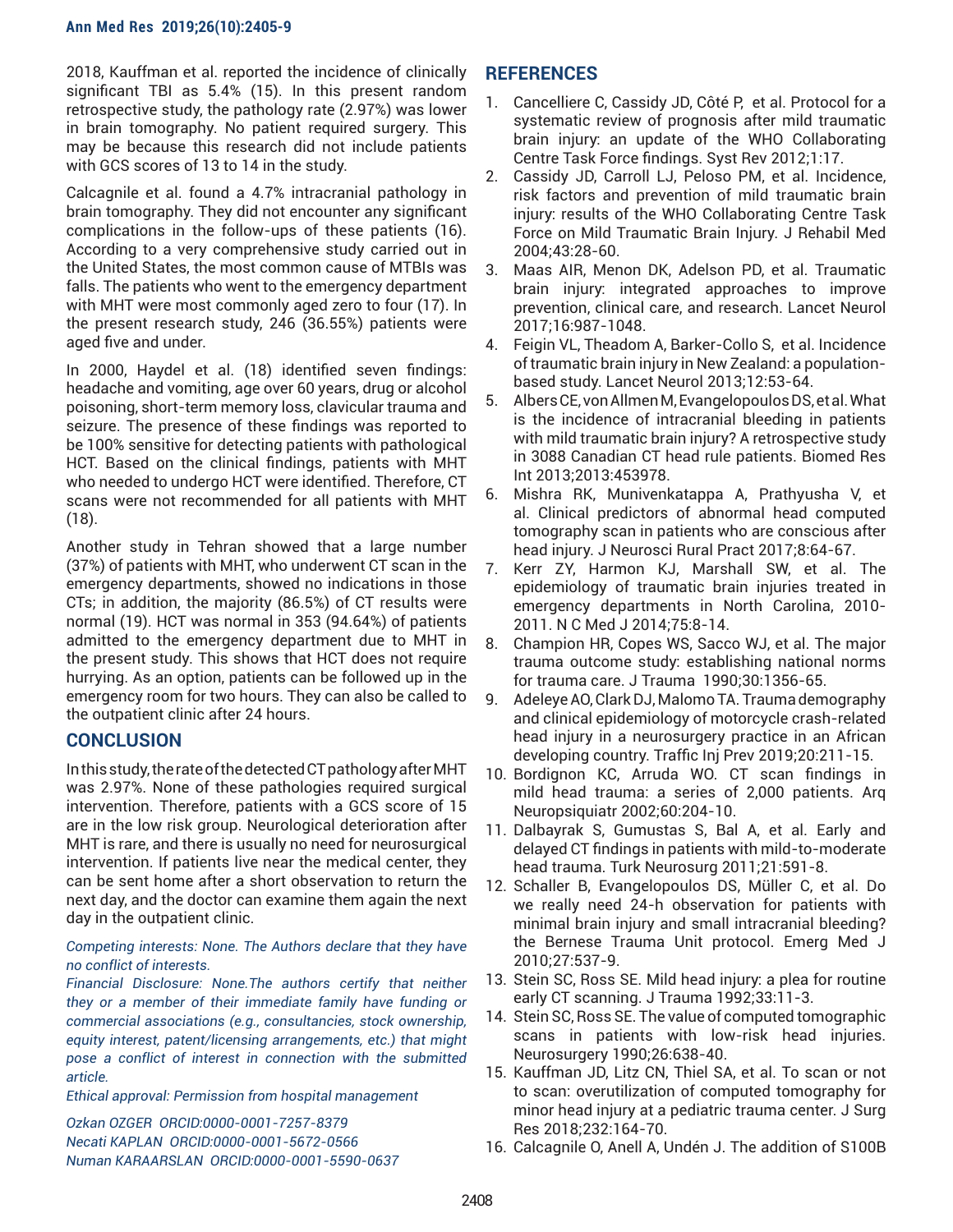2018, Kauffman et al. reported the incidence of clinically significant TBI as 5.4% (15). In this present random retrospective study, the pathology rate (2.97%) was lower in brain tomography. No patient required surgery. This may be because this research did not include patients with GCS scores of 13 to 14 in the study.

Calcagnile et al. found a 4.7% intracranial pathology in brain tomography. They did not encounter any significant complications in the follow-ups of these patients (16). According to a very comprehensive study carried out in the United States, the most common cause of MTBIs was falls. The patients who went to the emergency department with MHT were most commonly aged zero to four (17). In the present research study, 246 (36.55%) patients were aged five and under.

In 2000, Haydel et al. (18) identified seven findings: headache and vomiting, age over 60 years, drug or alcohol poisoning, short-term memory loss, clavicular trauma and seizure. The presence of these findings was reported to be 100% sensitive for detecting patients with pathological HCT. Based on the clinical findings, patients with MHT who needed to undergo HCT were identified. Therefore, CT scans were not recommended for all patients with MHT (18).

Another study in Tehran showed that a large number (37%) of patients with MHT, who underwent CT scan in the emergency departments, showed no indications in those CTs; in addition, the majority (86.5%) of CT results were normal (19). HCT was normal in 353 (94.64%) of patients admitted to the emergency department due to MHT in the present study. This shows that HCT does not require hurrying. As an option, patients can be followed up in the emergency room for two hours. They can also be called to the outpatient clinic after 24 hours.

## CONCLUSION

In this study, the rate of the detected CT pathology after MHT was 2.97%. None of these pathologies required surgical intervention. Therefore, patients with a GCS score of 15 are in the low risk group. Neurological deterioration after MHT is rare, and there is usually no need for neurosurgical intervention. If patients live near the medical center, they can be sent home after a short observation to return the next day, and the doctor can examine them again the next day in the outpatient clinic.

*Competing interests: None. The Authors declare that they have no conflict of interests.*

*Financial Disclosure: None.The authors certify that neither they or a member of their immediate family have funding or commercial associations (e.g., consultancies, stock ownership, equity interest, patent/licensing arrangements, etc.) that might pose a conflict of interest in connection with the submitted article.*

*Ethical approval: Permission from hospital management*

*Ozkan OZGER ORCID:0000-0001-7257-8379*
*Necati KAPLAN ORCID:0000-0001-5672-0566*
*Numan KARAARSLAN ORCID:0000-0001-5590-0637*

## REFERENCES

1. Cancelliere C, Cassidy JD, Côté P, et al. Protocol for a systematic review of prognosis after mild traumatic brain injury: an update of the WHO Collaborating Centre Task Force findings. Syst Rev 2012;1:17.
2. Cassidy JD, Carroll LJ, Peloso PM, et al. Incidence, risk factors and prevention of mild traumatic brain injury: results of the WHO Collaborating Centre Task Force on Mild Traumatic Brain Injury. J Rehabil Med 2004;43:28-60.
3. Maas AIR, Menon DK, Adelson PD, et al. Traumatic brain injury: integrated approaches to improve prevention, clinical care, and research. Lancet Neurol 2017;16:987-1048.
4. Feigin VL, Theadom A, Barker-Collo S, et al. Incidence of traumatic brain injury in New Zealand: a population-based study. Lancet Neurol 2013;12:53-64.
5. Albers CE, von Allmen M, Evangelopoulos DS, et al. What is the incidence of intracranial bleeding in patients with mild traumatic brain injury? A retrospective study in 3088 Canadian CT head rule patients. Biomed Res Int 2013;2013:453978.
6. Mishra RK, Munivenkatappa A, Prathyusha V, et al. Clinical predictors of abnormal head computed tomography scan in patients who are conscious after head injury. J Neurosci Rural Pract 2017;8:64-67.
7. Kerr ZY, Harmon KJ, Marshall SW, et al. The epidemiology of traumatic brain injuries treated in emergency departments in North Carolina, 2010-2011. N C Med J 2014;75:8-14.
8. Champion HR, Copes WS, Sacco WJ, et al. The major trauma outcome study: establishing national norms for trauma care. J Trauma 1990;30:1356-65.
9. Adeleye AO, Clark DJ, Malomo TA. Trauma demography and clinical epidemiology of motorcycle crash-related head injury in a neurosurgery practice in an African developing country. Traffic Inj Prev 2019;20:211-15.
10. Bordignon KC, Arruda WO. CT scan findings in mild head trauma: a series of 2,000 patients. Arq Neuropsiquiatr 2002;60:204-10.
11. Dalbayrak S, Gumustas S, Bal A, et al. Early and delayed CT findings in patients with mild-to-moderate head trauma. Turk Neurosurg 2011;21:591-8.
12. Schaller B, Evangelopoulos DS, Müller C, et al. Do we really need 24-h observation for patients with minimal brain injury and small intracranial bleeding? the Bernese Trauma Unit protocol. Emerg Med J 2010;27:537-9.
13. Stein SC, Ross SE. Mild head injury: a plea for routine early CT scanning. J Trauma 1992;33:11-3.
14. Stein SC, Ross SE. The value of computed tomographic scans in patients with low-risk head injuries. Neurosurgery 1990;26:638-40.
15. Kauffman JD, Litz CN, Thiel SA, et al. To scan or not to scan: overutilization of computed tomography for minor head injury at a pediatric trauma center. J Surg Res 2018;232:164-70.
16. Calcagnile O, Anell A, Undén J. The addition of S100B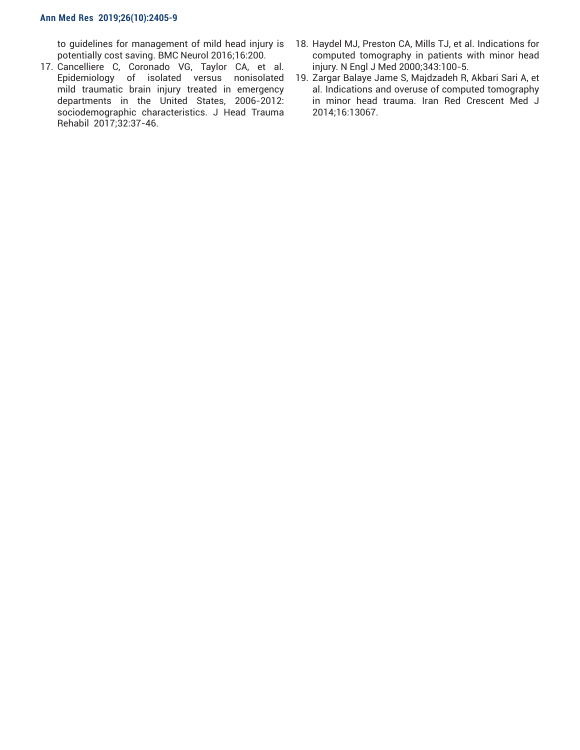to guidelines for management of mild head injury is potentially cost saving. BMC Neurol 2016;16:200.

17. Cancelliere C, Coronado VG, Taylor CA, et al. Epidemiology of isolated versus nonisolated mild traumatic brain injury treated in emergency departments in the United States, 2006-2012: sociodemographic characteristics. J Head Trauma Rehabil 2017;32:37-46.
18. Haydel MJ, Preston CA, Mills TJ, et al. Indications for computed tomography in patients with minor head injury. N Engl J Med 2000;343:100-5.
19. Zargar Balaye Jame S, Majdzadeh R, Akbari Sari A, et al. Indications and overuse of computed tomography in minor head trauma. Iran Red Crescent Med J 2014;16:13067.